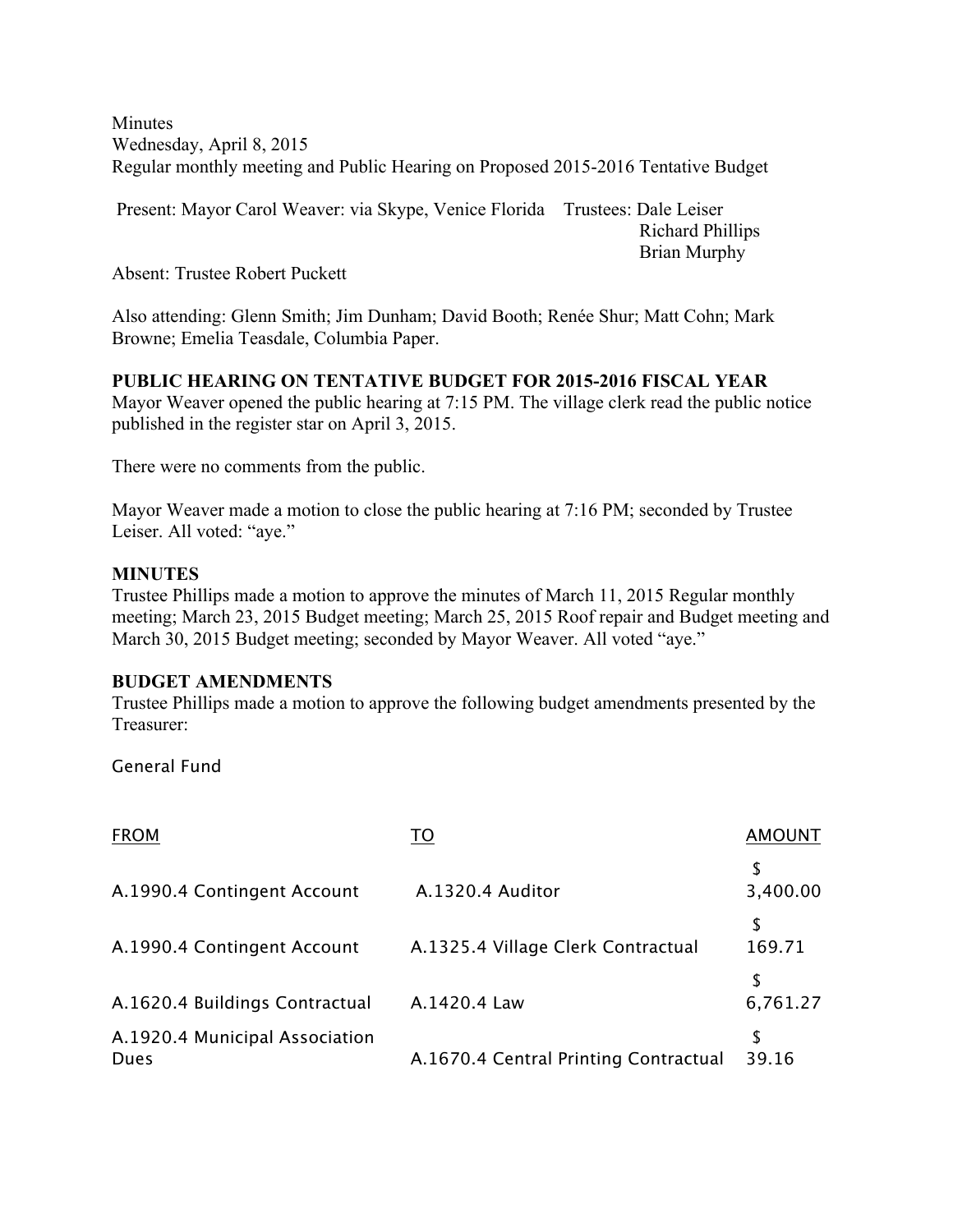Minutes
Wednesday, April 8, 2015
Regular monthly meeting and Public Hearing on Proposed 2015-2016 Tentative Budget

Present: Mayor Carol Weaver: via Skype, Venice Florida Trustees: Dale Leiser
Richard Phillips
Brian Murphy

Absent: Trustee Robert Puckett

Also attending: Glenn Smith; Jim Dunham; David Booth; Renée Shur; Matt Cohn; Mark Browne; Emelia Teasdale, Columbia Paper.

**PUBLIC HEARING ON TENTATIVE BUDGET FOR 2015-2016 FISCAL YEAR**

Mayor Weaver opened the public hearing at 7:15 PM. The village clerk read the public notice published in the register star on April 3, 2015.

There were no comments from the public.

Mayor Weaver made a motion to close the public hearing at 7:16 PM; seconded by Trustee Leiser. All voted: "aye."

**MINUTES**

Trustee Phillips made a motion to approve the minutes of March 11, 2015 Regular monthly meeting; March 23, 2015 Budget meeting; March 25, 2015 Roof repair and Budget meeting and March 30, 2015 Budget meeting; seconded by Mayor Weaver. All voted "aye."

**BUDGET AMENDMENTS**

Trustee Phillips made a motion to approve the following budget amendments presented by the Treasurer:

General Fund

| FROM | TO | AMOUNT |
|---|---|---|
| A.1990.4 Contingent Account | A.1320.4 Auditor | $ 3,400.00 |
| A.1990.4 Contingent Account | A.1325.4 Village Clerk Contractual | $ 169.71 |
| A.1620.4 Buildings Contractual | A.1420.4 Law | $ 6,761.27 |
| A.1920.4 Municipal Association Dues | A.1670.4 Central Printing Contractual | $ 39.16 |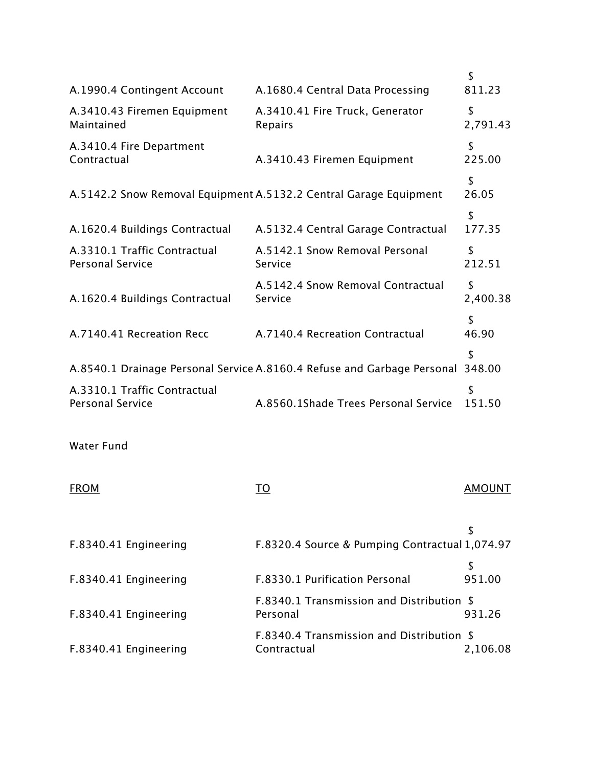| | | |
|---|---|---|
| A.1990.4 Contingent Account | A.1680.4 Central Data Processing | $ 811.23 |
| A.3410.43 Firemen Equipment Maintained | A.3410.41 Fire Truck, Generator Repairs | $ 2,791.43 |
| A.3410.4 Fire Department Contractual | A.3410.43 Firemen Equipment | $ 225.00 |
| A.5142.2 Snow Removal Equipment | A.5132.2 Central Garage Equipment | $ 26.05 |
| A.1620.4 Buildings Contractual | A.5132.4 Central Garage Contractual | $ 177.35 |
| A.3310.1 Traffic Contractual Personal Service | A.5142.1 Snow Removal Personal Service | $ 212.51 |
| A.1620.4 Buildings Contractual | A.5142.4 Snow Removal Contractual Service | $ 2,400.38 |
| A.7140.41 Recreation Recc | A.7140.4 Recreation Contractual | $ 46.90 |
| A.8540.1 Drainage Personal Service | A.8160.4 Refuse and Garbage Personal | $ 348.00 |
| A.3310.1 Traffic Contractual Personal Service | A.8560.1Shade Trees Personal Service | $ 151.50 |

Water Fund

| FROM | TO | AMOUNT |
|---|---|---|
| F.8340.41 Engineering | F.8320.4 Source & Pumping Contractual | $ 1,074.97 |
| F.8340.41 Engineering | F.8330.1 Purification Personal | $ 951.00 |
| F.8340.41 Engineering | F.8340.1 Transmission and Distribution Personal | $ 931.26 |
| F.8340.41 Engineering | F.8340.4 Transmission and Distribution Contractual | $ 2,106.08 |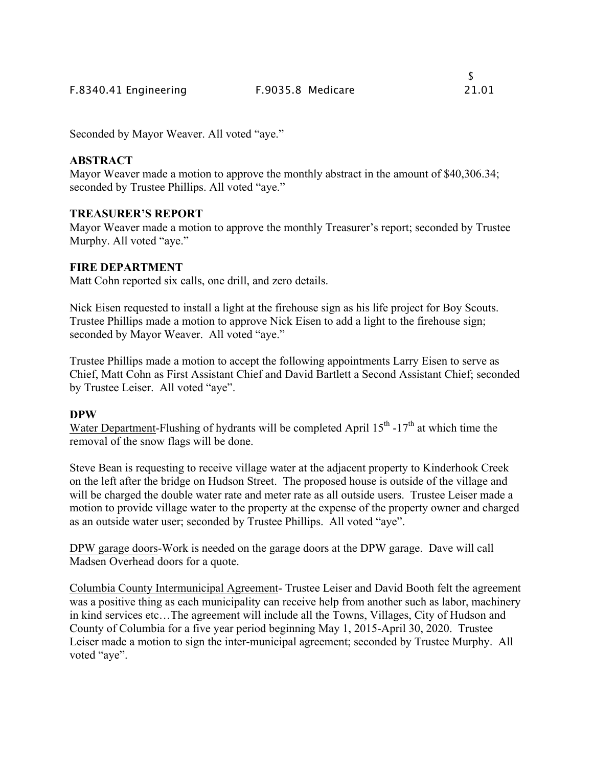| F.8340.41 Engineering | F.9035.8 Medicare | $ 21.01 |
|---|---|---|

Seconded by Mayor Weaver. All voted "aye."

**ABSTRACT**

Mayor Weaver made a motion to approve the monthly abstract in the amount of $40,306.34; seconded by Trustee Phillips. All voted "aye."

**TREASURER'S REPORT**

Mayor Weaver made a motion to approve the monthly Treasurer's report; seconded by Trustee Murphy. All voted "aye."

**FIRE DEPARTMENT**

Matt Cohn reported six calls, one drill, and zero details.

Nick Eisen requested to install a light at the firehouse sign as his life project for Boy Scouts. Trustee Phillips made a motion to approve Nick Eisen to add a light to the firehouse sign; seconded by Mayor Weaver. All voted "aye."

Trustee Phillips made a motion to accept the following appointments Larry Eisen to serve as Chief, Matt Cohn as First Assistant Chief and David Bartlett a Second Assistant Chief; seconded by Trustee Leiser. All voted "aye".

**DPW**

Water Department-Flushing of hydrants will be completed April 15th -17th at which time the removal of the snow flags will be done.

Steve Bean is requesting to receive village water at the adjacent property to Kinderhook Creek on the left after the bridge on Hudson Street. The proposed house is outside of the village and will be charged the double water rate and meter rate as all outside users. Trustee Leiser made a motion to provide village water to the property at the expense of the property owner and charged as an outside water user; seconded by Trustee Phillips. All voted "aye".

DPW garage doors-Work is needed on the garage doors at the DPW garage. Dave will call Madsen Overhead doors for a quote.

Columbia County Intermunicipal Agreement- Trustee Leiser and David Booth felt the agreement was a positive thing as each municipality can receive help from another such as labor, machinery in kind services etc…The agreement will include all the Towns, Villages, City of Hudson and County of Columbia for a five year period beginning May 1, 2015-April 30, 2020. Trustee Leiser made a motion to sign the inter-municipal agreement; seconded by Trustee Murphy. All voted "aye".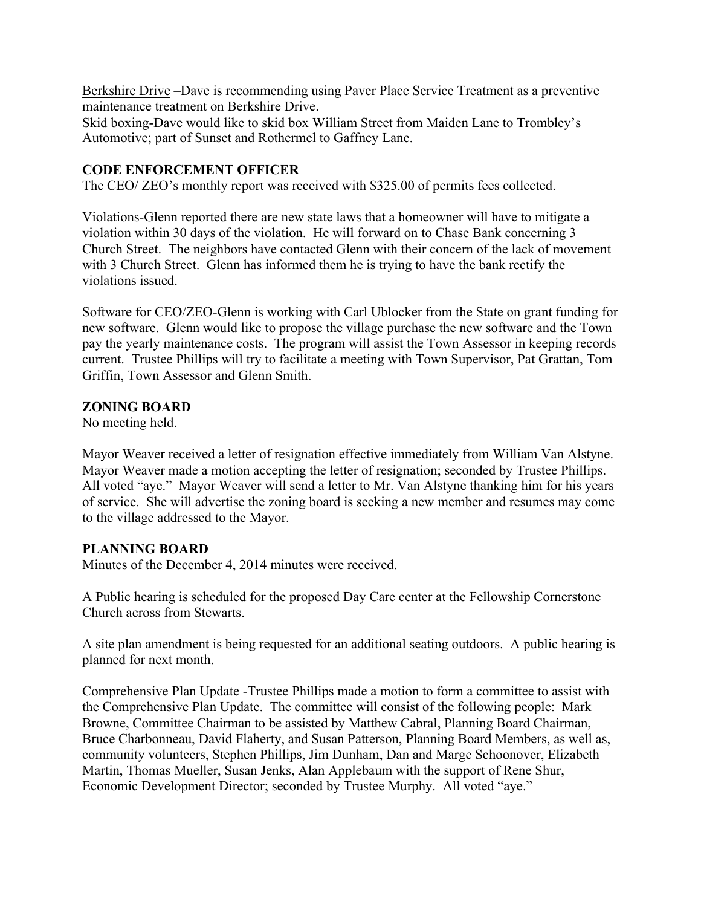Berkshire Drive –Dave is recommending using Paver Place Service Treatment as a preventive maintenance treatment on Berkshire Drive.
Skid boxing-Dave would like to skid box William Street from Maiden Lane to Trombley's Automotive; part of Sunset and Rothermel to Gaffney Lane.

## CODE ENFORCEMENT OFFICER

The CEO/ ZEO's monthly report was received with $325.00 of permits fees collected.

Violations-Glenn reported there are new state laws that a homeowner will have to mitigate a violation within 30 days of the violation. He will forward on to Chase Bank concerning 3 Church Street. The neighbors have contacted Glenn with their concern of the lack of movement with 3 Church Street. Glenn has informed them he is trying to have the bank rectify the violations issued.

Software for CEO/ZEO-Glenn is working with Carl Ublocker from the State on grant funding for new software. Glenn would like to propose the village purchase the new software and the Town pay the yearly maintenance costs. The program will assist the Town Assessor in keeping records current. Trustee Phillips will try to facilitate a meeting with Town Supervisor, Pat Grattan, Tom Griffin, Town Assessor and Glenn Smith.

## ZONING BOARD

No meeting held.

Mayor Weaver received a letter of resignation effective immediately from William Van Alstyne. Mayor Weaver made a motion accepting the letter of resignation; seconded by Trustee Phillips. All voted "aye." Mayor Weaver will send a letter to Mr. Van Alstyne thanking him for his years of service. She will advertise the zoning board is seeking a new member and resumes may come to the village addressed to the Mayor.

## PLANNING BOARD

Minutes of the December 4, 2014 minutes were received.

A Public hearing is scheduled for the proposed Day Care center at the Fellowship Cornerstone Church across from Stewarts.

A site plan amendment is being requested for an additional seating outdoors. A public hearing is planned for next month.

Comprehensive Plan Update -Trustee Phillips made a motion to form a committee to assist with the Comprehensive Plan Update. The committee will consist of the following people: Mark Browne, Committee Chairman to be assisted by Matthew Cabral, Planning Board Chairman, Bruce Charbonneau, David Flaherty, and Susan Patterson, Planning Board Members, as well as, community volunteers, Stephen Phillips, Jim Dunham, Dan and Marge Schoonover, Elizabeth Martin, Thomas Mueller, Susan Jenks, Alan Applebaum with the support of Rene Shur, Economic Development Director; seconded by Trustee Murphy. All voted "aye."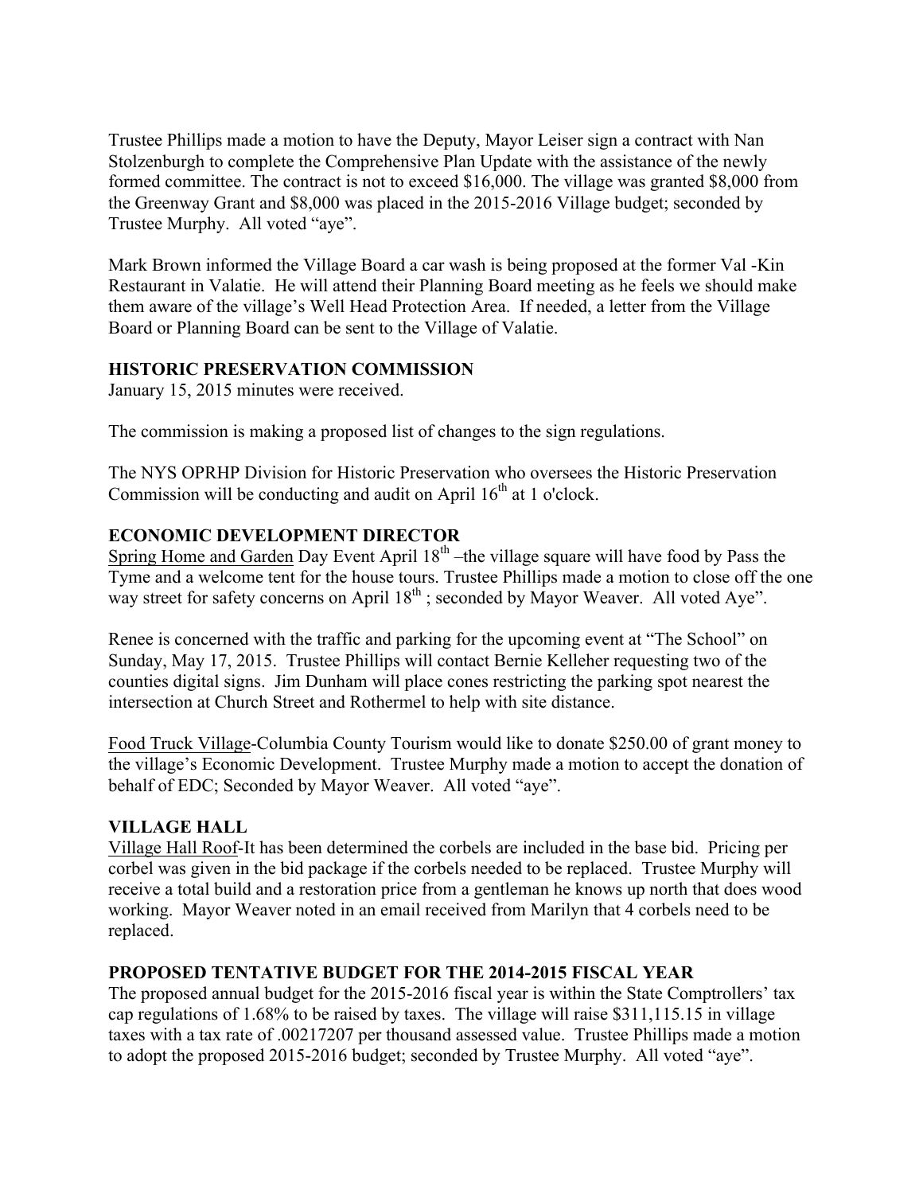Trustee Phillips made a motion to have the Deputy, Mayor Leiser sign a contract with Nan Stolzenburgh to complete the Comprehensive Plan Update with the assistance of the newly formed committee. The contract is not to exceed $16,000. The village was granted $8,000 from the Greenway Grant and $8,000 was placed in the 2015-2016 Village budget; seconded by Trustee Murphy. All voted "aye".

Mark Brown informed the Village Board a car wash is being proposed at the former Val -Kin Restaurant in Valatie. He will attend their Planning Board meeting as he feels we should make them aware of the village's Well Head Protection Area. If needed, a letter from the Village Board or Planning Board can be sent to the Village of Valatie.

**HISTORIC PRESERVATION COMMISSION**

January 15, 2015 minutes were received.

The commission is making a proposed list of changes to the sign regulations.

The NYS OPRHP Division for Historic Preservation who oversees the Historic Preservation Commission will be conducting and audit on April 16th at 1 o'clock.

**ECONOMIC DEVELOPMENT DIRECTOR**

Spring Home and Garden Day Event April 18th –the village square will have food by Pass the Tyme and a welcome tent for the house tours. Trustee Phillips made a motion to close off the one way street for safety concerns on April 18th ; seconded by Mayor Weaver. All voted Aye".

Renee is concerned with the traffic and parking for the upcoming event at "The School" on Sunday, May 17, 2015. Trustee Phillips will contact Bernie Kelleher requesting two of the counties digital signs. Jim Dunham will place cones restricting the parking spot nearest the intersection at Church Street and Rothermel to help with site distance.

Food Truck Village-Columbia County Tourism would like to donate $250.00 of grant money to the village's Economic Development. Trustee Murphy made a motion to accept the donation of behalf of EDC; Seconded by Mayor Weaver. All voted "aye".

**VILLAGE HALL**

Village Hall Roof-It has been determined the corbels are included in the base bid. Pricing per corbel was given in the bid package if the corbels needed to be replaced. Trustee Murphy will receive a total build and a restoration price from a gentleman he knows up north that does wood working. Mayor Weaver noted in an email received from Marilyn that 4 corbels need to be replaced.

**PROPOSED TENTATIVE BUDGET FOR THE 2014-2015 FISCAL YEAR**

The proposed annual budget for the 2015-2016 fiscal year is within the State Comptrollers' tax cap regulations of 1.68% to be raised by taxes. The village will raise $311,115.15 in village taxes with a tax rate of .00217207 per thousand assessed value. Trustee Phillips made a motion to adopt the proposed 2015-2016 budget; seconded by Trustee Murphy. All voted "aye".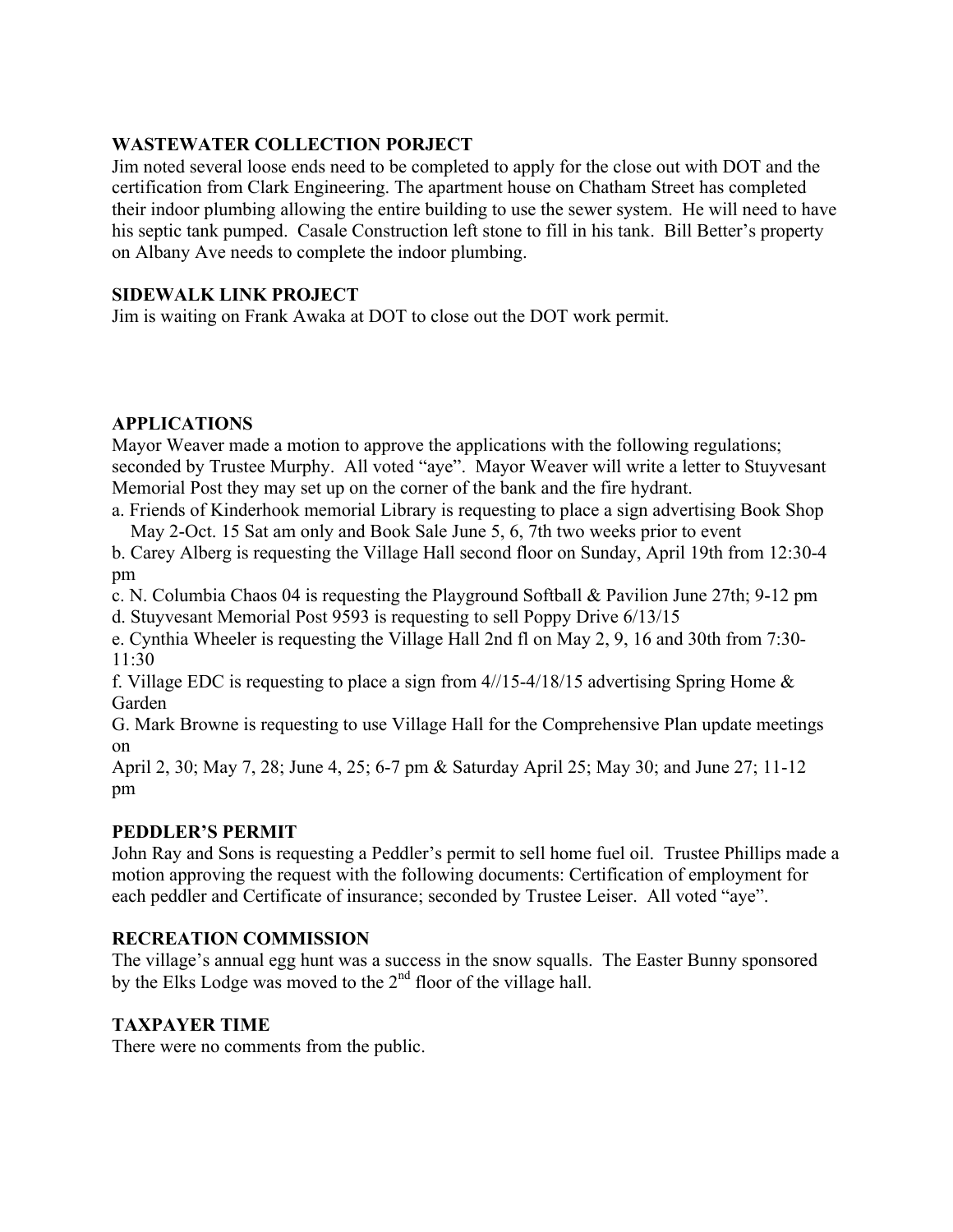**WASTEWATER COLLECTION PORJECT**

Jim noted several loose ends need to be completed to apply for the close out with DOT and the certification from Clark Engineering. The apartment house on Chatham Street has completed their indoor plumbing allowing the entire building to use the sewer system. He will need to have his septic tank pumped. Casale Construction left stone to fill in his tank. Bill Better's property on Albany Ave needs to complete the indoor plumbing.

**SIDEWALK LINK PROJECT**

Jim is waiting on Frank Awaka at DOT to close out the DOT work permit.

**APPLICATIONS**

Mayor Weaver made a motion to approve the applications with the following regulations; seconded by Trustee Murphy. All voted "aye". Mayor Weaver will write a letter to Stuyvesant Memorial Post they may set up on the corner of the bank and the fire hydrant.

a. Friends of Kinderhook memorial Library is requesting to place a sign advertising Book Shop May 2-Oct. 15 Sat am only and Book Sale June 5, 6, 7th two weeks prior to event

b. Carey Alberg is requesting the Village Hall second floor on Sunday, April 19th from 12:30-4 pm

c. N. Columbia Chaos 04 is requesting the Playground Softball & Pavilion June 27th; 9-12 pm

d. Stuyvesant Memorial Post 9593 is requesting to sell Poppy Drive 6/13/15

e. Cynthia Wheeler is requesting the Village Hall 2nd fl on May 2, 9, 16 and 30th from 7:30-11:30

f. Village EDC is requesting to place a sign from 4//15-4/18/15 advertising Spring Home & Garden

G. Mark Browne is requesting to use Village Hall for the Comprehensive Plan update meetings on

April 2, 30; May 7, 28; June 4, 25; 6-7 pm & Saturday April 25; May 30; and June 27; 11-12 pm

**PEDDLER'S PERMIT**

John Ray and Sons is requesting a Peddler's permit to sell home fuel oil. Trustee Phillips made a motion approving the request with the following documents: Certification of employment for each peddler and Certificate of insurance; seconded by Trustee Leiser. All voted "aye".

**RECREATION COMMISSION**

The village's annual egg hunt was a success in the snow squalls. The Easter Bunny sponsored by the Elks Lodge was moved to the 2nd floor of the village hall.

**TAXPAYER TIME**

There were no comments from the public.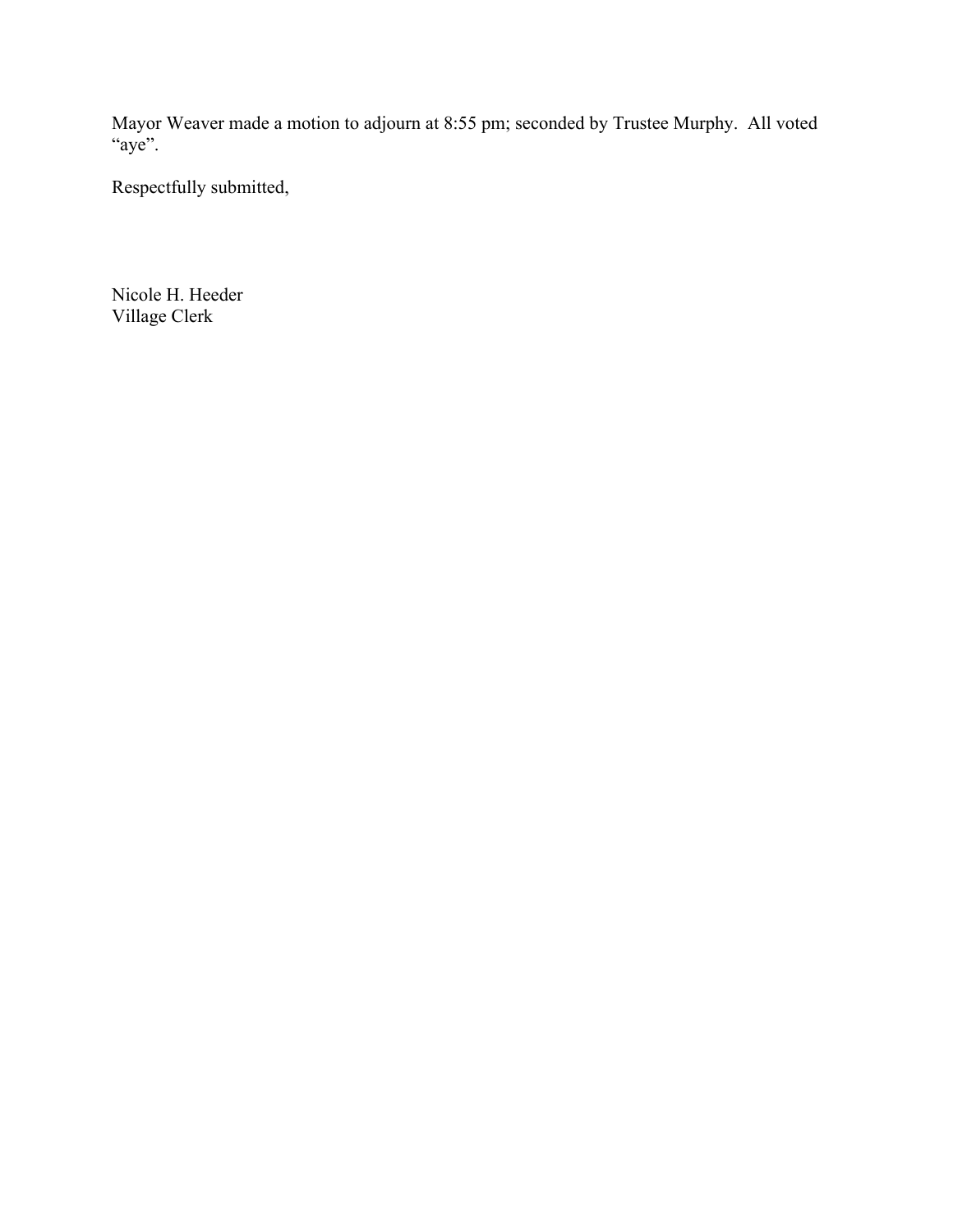Mayor Weaver made a motion to adjourn at 8:55 pm; seconded by Trustee Murphy. All voted "aye".

Respectfully submitted,

Nicole H. Heeder
Village Clerk